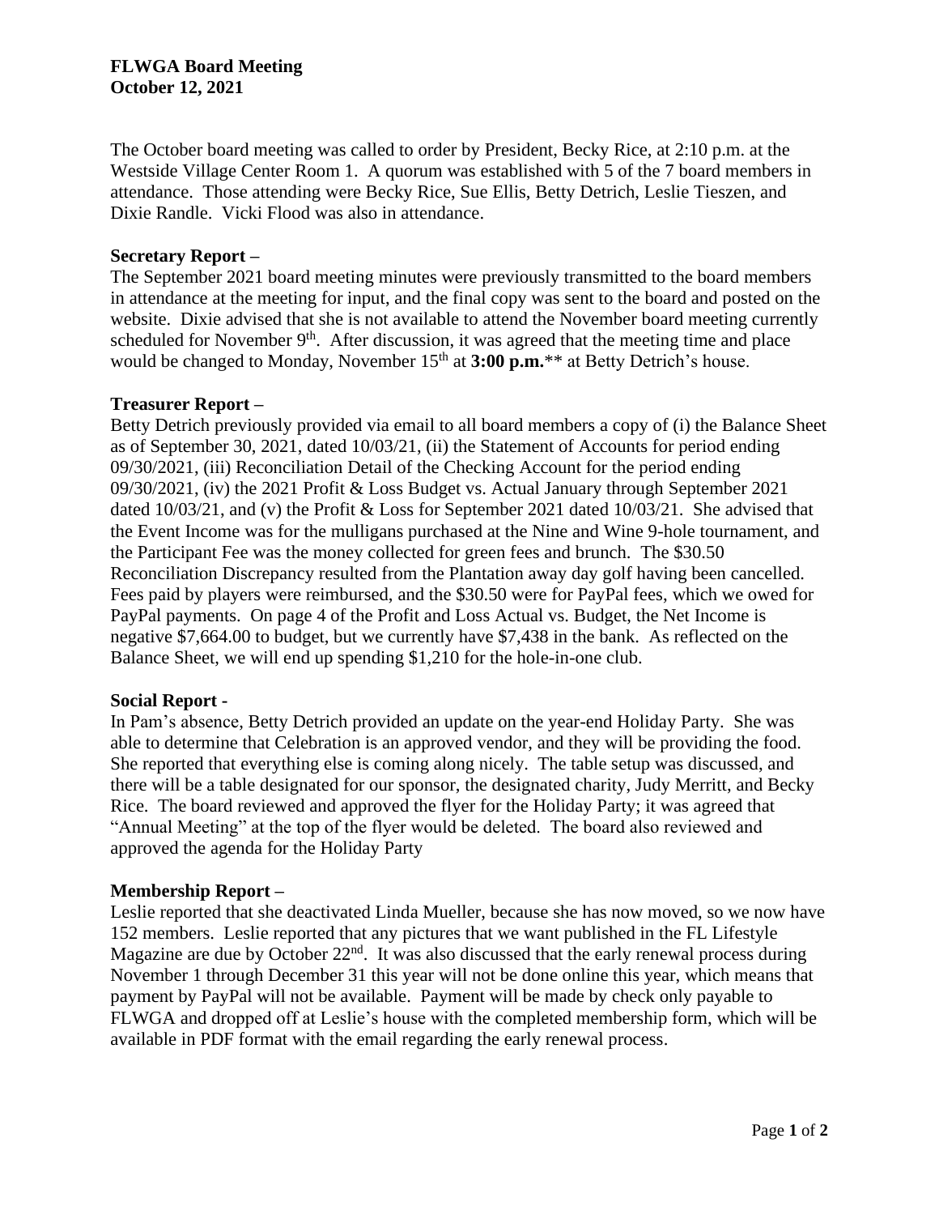**FLWGA Board Meeting**
**October 12, 2021**

The October board meeting was called to order by President, Becky Rice, at 2:10 p.m. at the Westside Village Center Room 1. A quorum was established with 5 of the 7 board members in attendance. Those attending were Becky Rice, Sue Ellis, Betty Detrich, Leslie Tieszen, and Dixie Randle. Vicki Flood was also in attendance.

**Secretary Report –**
The September 2021 board meeting minutes were previously transmitted to the board members in attendance at the meeting for input, and the final copy was sent to the board and posted on the website. Dixie advised that she is not available to attend the November board meeting currently scheduled for November 9th. After discussion, it was agreed that the meeting time and place would be changed to Monday, November 15th at **3:00 p.m.**** at Betty Detrich's house.

**Treasurer Report –**
Betty Detrich previously provided via email to all board members a copy of (i) the Balance Sheet as of September 30, 2021, dated 10/03/21, (ii) the Statement of Accounts for period ending 09/30/2021, (iii) Reconciliation Detail of the Checking Account for the period ending 09/30/2021, (iv) the 2021 Profit & Loss Budget vs. Actual January through September 2021 dated 10/03/21, and (v) the Profit & Loss for September 2021 dated 10/03/21. She advised that the Event Income was for the mulligans purchased at the Nine and Wine 9-hole tournament, and the Participant Fee was the money collected for green fees and brunch. The $30.50 Reconciliation Discrepancy resulted from the Plantation away day golf having been cancelled. Fees paid by players were reimbursed, and the $30.50 were for PayPal fees, which we owed for PayPal payments. On page 4 of the Profit and Loss Actual vs. Budget, the Net Income is negative $7,664.00 to budget, but we currently have $7,438 in the bank. As reflected on the Balance Sheet, we will end up spending $1,210 for the hole-in-one club.

**Social Report -**
In Pam's absence, Betty Detrich provided an update on the year-end Holiday Party. She was able to determine that Celebration is an approved vendor, and they will be providing the food. She reported that everything else is coming along nicely. The table setup was discussed, and there will be a table designated for our sponsor, the designated charity, Judy Merritt, and Becky Rice. The board reviewed and approved the flyer for the Holiday Party; it was agreed that "Annual Meeting" at the top of the flyer would be deleted. The board also reviewed and approved the agenda for the Holiday Party

**Membership Report –**
Leslie reported that she deactivated Linda Mueller, because she has now moved, so we now have 152 members. Leslie reported that any pictures that we want published in the FL Lifestyle Magazine are due by October 22nd. It was also discussed that the early renewal process during November 1 through December 31 this year will not be done online this year, which means that payment by PayPal will not be available. Payment will be made by check only payable to FLWGA and dropped off at Leslie's house with the completed membership form, which will be available in PDF format with the email regarding the early renewal process.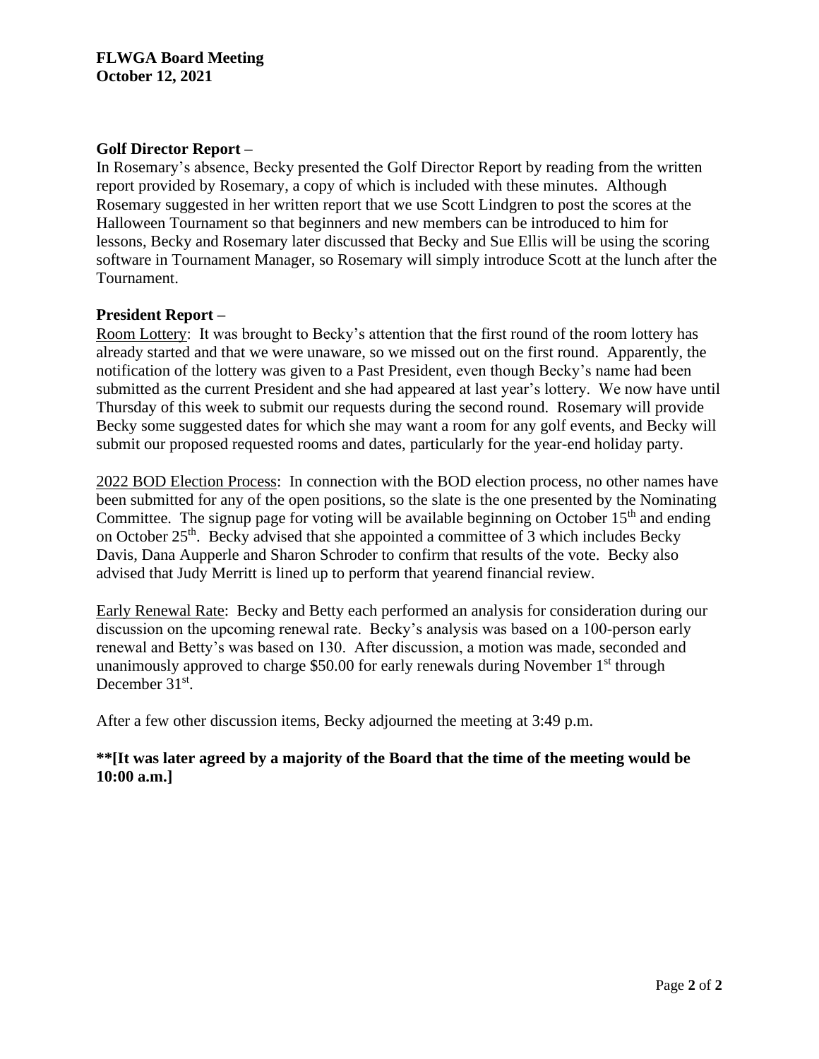**FLWGA Board Meeting**
**October 12, 2021**

**Golf Director Report –**

In Rosemary's absence, Becky presented the Golf Director Report by reading from the written report provided by Rosemary, a copy of which is included with these minutes. Although Rosemary suggested in her written report that we use Scott Lindgren to post the scores at the Halloween Tournament so that beginners and new members can be introduced to him for lessons, Becky and Rosemary later discussed that Becky and Sue Ellis will be using the scoring software in Tournament Manager, so Rosemary will simply introduce Scott at the lunch after the Tournament.

**President Report –**

Room Lottery: It was brought to Becky's attention that the first round of the room lottery has already started and that we were unaware, so we missed out on the first round. Apparently, the notification of the lottery was given to a Past President, even though Becky's name had been submitted as the current President and she had appeared at last year's lottery. We now have until Thursday of this week to submit our requests during the second round. Rosemary will provide Becky some suggested dates for which she may want a room for any golf events, and Becky will submit our proposed requested rooms and dates, particularly for the year-end holiday party.

2022 BOD Election Process: In connection with the BOD election process, no other names have been submitted for any of the open positions, so the slate is the one presented by the Nominating Committee. The signup page for voting will be available beginning on October 15th and ending on October 25th. Becky advised that she appointed a committee of 3 which includes Becky Davis, Dana Aupperle and Sharon Schroder to confirm that results of the vote. Becky also advised that Judy Merritt is lined up to perform that yearend financial review.

Early Renewal Rate: Becky and Betty each performed an analysis for consideration during our discussion on the upcoming renewal rate. Becky's analysis was based on a 100-person early renewal and Betty's was based on 130. After discussion, a motion was made, seconded and unanimously approved to charge $50.00 for early renewals during November 1st through December 31st.

After a few other discussion items, Becky adjourned the meeting at 3:49 p.m.

**\*\*[It was later agreed by a majority of the Board that the time of the meeting would be 10:00 a.m.]**